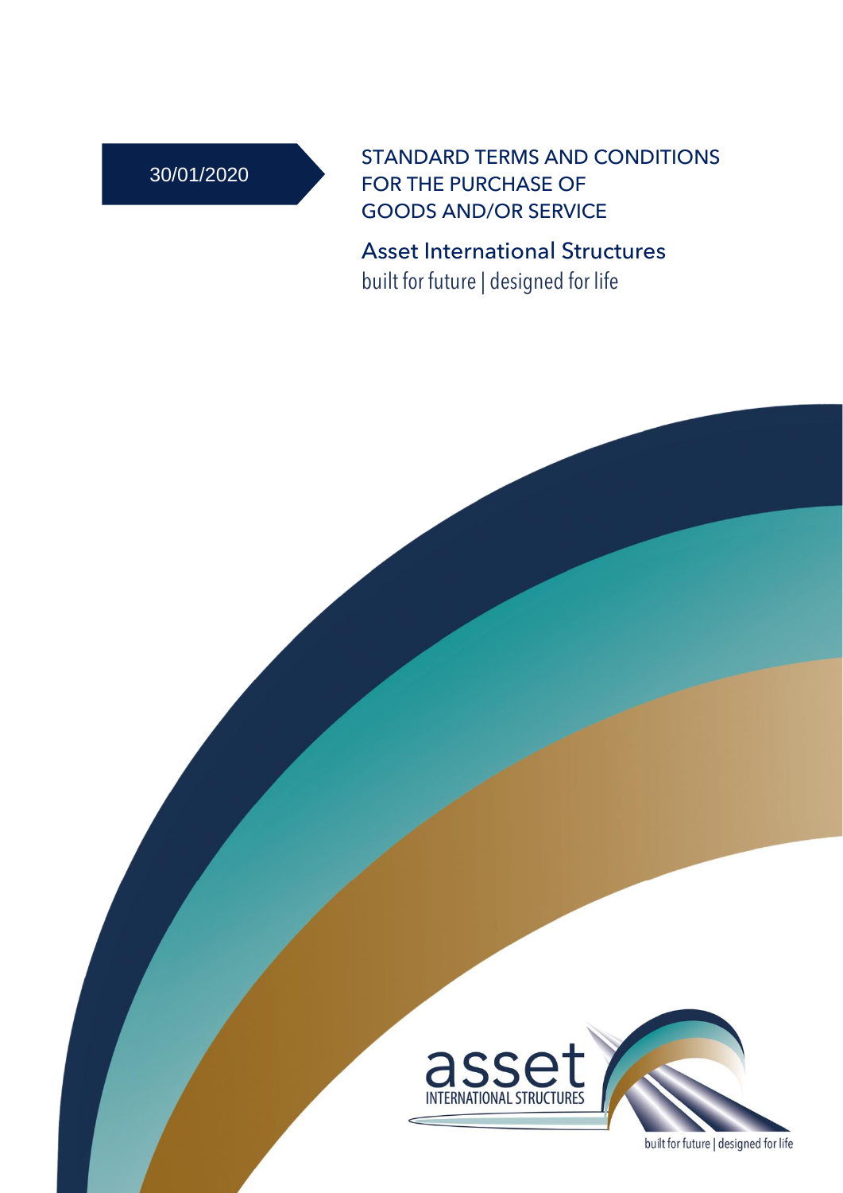30/01/2020

# STANDARD TERMS AND CONDITIONS FOR THE PURCHASE OF GOODS AND/OR SERVICE

## Asset International Structures

built for future | designed for life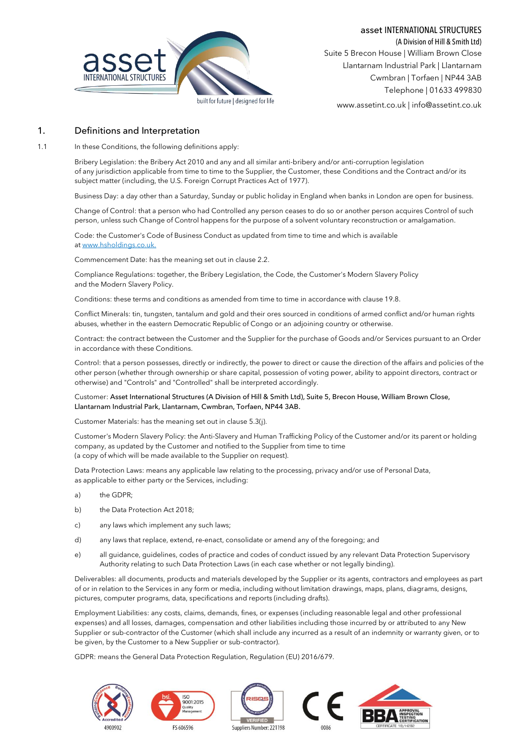## 1. Definitions and Interpretation

1.1 In these Conditions, the following definitions apply:

Bribery Legislation: the Bribery Act 2010 and any and all similar anti-bribery and/or anti-corruption legislation of any jurisdiction applicable from time to time to the Supplier, the Customer, these Conditions and the Contract and/or its subject matter (including, the U.S. Foreign Corrupt Practices Act of 1977).

Business Day: a day other than a Saturday, Sunday or public holiday in England when banks in London are open for business.

Change of Control: that a person who had Controlled any person ceases to do so or another person acquires Control of such person, unless such Change of Control happens for the purpose of a solvent voluntary reconstruction or amalgamation.

Code: the Customer's Code of Business Conduct as updated from time to time and which is available at www.hsholdings.co.uk.

Commencement Date: has the meaning set out in clause 2.2.

Compliance Regulations: together, the Bribery Legislation, the Code, the Customer's Modern Slavery Policy and the Modern Slavery Policy.

Conditions: these terms and conditions as amended from time to time in accordance with clause 19.8.

Conflict Minerals: tin, tungsten, tantalum and gold and their ores sourced in conditions of armed conflict and/or human rights abuses, whether in the eastern Democratic Republic of Congo or an adjoining country or otherwise.

Contract: the contract between the Customer and the Supplier for the purchase of Goods and/or Services pursuant to an Order in accordance with these Conditions.

Control: that a person possesses, directly or indirectly, the power to direct or cause the direction of the affairs and policies of the other person (whether through ownership or share capital, possession of voting power, ability to appoint directors, contract or otherwise) and "Controls" and "Controlled" shall be interpreted accordingly.

Customer: Asset International Structures (A Division of Hill & Smith Ltd), Suite 5, Brecon House, William Brown Close, Llantarnam Industrial Park, Llantarnam, Cwmbran, Torfaen, NP44 3AB.

Customer Materials: has the meaning set out in clause 5.3(j).

Customer's Modern Slavery Policy: the Anti-Slavery and Human Trafficking Policy of the Customer and/or its parent or holding company, as updated by the Customer and notified to the Supplier from time to time (a copy of which will be made available to the Supplier on request).

Data Protection Laws: means any applicable law relating to the processing, privacy and/or use of Personal Data, as applicable to either party or the Services, including:

a) the GDPR;

b) the Data Protection Act 2018;

c) any laws which implement any such laws;

d) any laws that replace, extend, re-enact, consolidate or amend any of the foregoing; and

e) all guidance, guidelines, codes of practice and codes of conduct issued by any relevant Data Protection Supervisory Authority relating to such Data Protection Laws (in each case whether or not legally binding).

Deliverables: all documents, products and materials developed by the Supplier or its agents, contractors and employees as part of or in relation to the Services in any form or media, including without limitation drawings, maps, plans, diagrams, designs, pictures, computer programs, data, specifications and reports (including drafts).

Employment Liabilities: any costs, claims, demands, fines, or expenses (including reasonable legal and other professional expenses) and all losses, damages, compensation and other liabilities including those incurred by or attributed to any New Supplier or sub-contractor of the Customer (which shall include any incurred as a result of an indemnity or warranty given, or to be given, by the Customer to a New Supplier or sub-contractor).

GDPR: means the General Data Protection Regulation, Regulation (EU) 2016/679.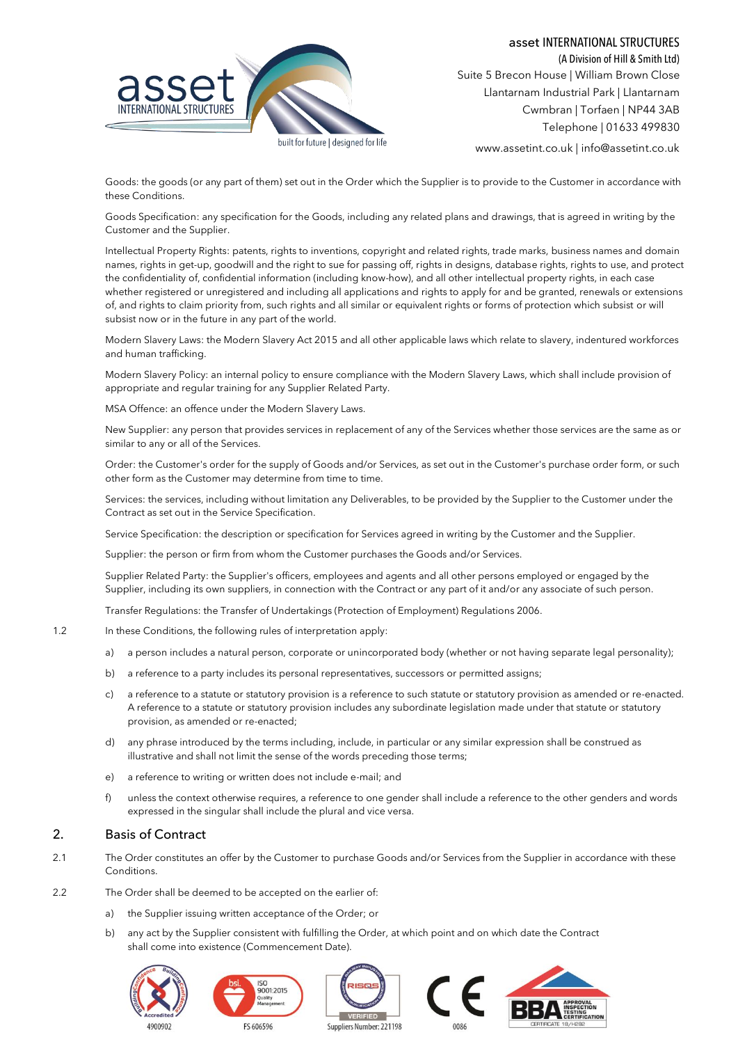Goods: the goods (or any part of them) set out in the Order which the Supplier is to provide to the Customer in accordance with these Conditions.

Goods Specification: any specification for the Goods, including any related plans and drawings, that is agreed in writing by the Customer and the Supplier.

Intellectual Property Rights: patents, rights to inventions, copyright and related rights, trade marks, business names and domain names, rights in get-up, goodwill and the right to sue for passing off, rights in designs, database rights, rights to use, and protect the confidentiality of, confidential information (including know-how), and all other intellectual property rights, in each case whether registered or unregistered and including all applications and rights to apply for and be granted, renewals or extensions of, and rights to claim priority from, such rights and all similar or equivalent rights or forms of protection which subsist or will subsist now or in the future in any part of the world.

Modern Slavery Laws: the Modern Slavery Act 2015 and all other applicable laws which relate to slavery, indentured workforces and human trafficking.

Modern Slavery Policy: an internal policy to ensure compliance with the Modern Slavery Laws, which shall include provision of appropriate and regular training for any Supplier Related Party.

MSA Offence: an offence under the Modern Slavery Laws.

New Supplier: any person that provides services in replacement of any of the Services whether those services are the same as or similar to any or all of the Services.

Order: the Customer's order for the supply of Goods and/or Services, as set out in the Customer's purchase order form, or such other form as the Customer may determine from time to time.

Services: the services, including without limitation any Deliverables, to be provided by the Supplier to the Customer under the Contract as set out in the Service Specification.

Service Specification: the description or specification for Services agreed in writing by the Customer and the Supplier.

Supplier: the person or firm from whom the Customer purchases the Goods and/or Services.

Supplier Related Party: the Supplier's officers, employees and agents and all other persons employed or engaged by the Supplier, including its own suppliers, in connection with the Contract or any part of it and/or any associate of such person.

Transfer Regulations: the Transfer of Undertakings (Protection of Employment) Regulations 2006.

1.2 In these Conditions, the following rules of interpretation apply:

a) a person includes a natural person, corporate or unincorporated body (whether or not having separate legal personality);

b) a reference to a party includes its personal representatives, successors or permitted assigns;

c) a reference to a statute or statutory provision is a reference to such statute or statutory provision as amended or re-enacted. A reference to a statute or statutory provision includes any subordinate legislation made under that statute or statutory provision, as amended or re-enacted;

d) any phrase introduced by the terms including, include, in particular or any similar expression shall be construed as illustrative and shall not limit the sense of the words preceding those terms;

e) a reference to writing or written does not include e-mail; and

f) unless the context otherwise requires, a reference to one gender shall include a reference to the other genders and words expressed in the singular shall include the plural and vice versa.

## 2. Basis of Contract

2.1 The Order constitutes an offer by the Customer to purchase Goods and/or Services from the Supplier in accordance with these Conditions.

2.2 The Order shall be deemed to be accepted on the earlier of:

a) the Supplier issuing written acceptance of the Order; or

b) any act by the Supplier consistent with fulfilling the Order, at which point and on which date the Contract shall come into existence (Commencement Date).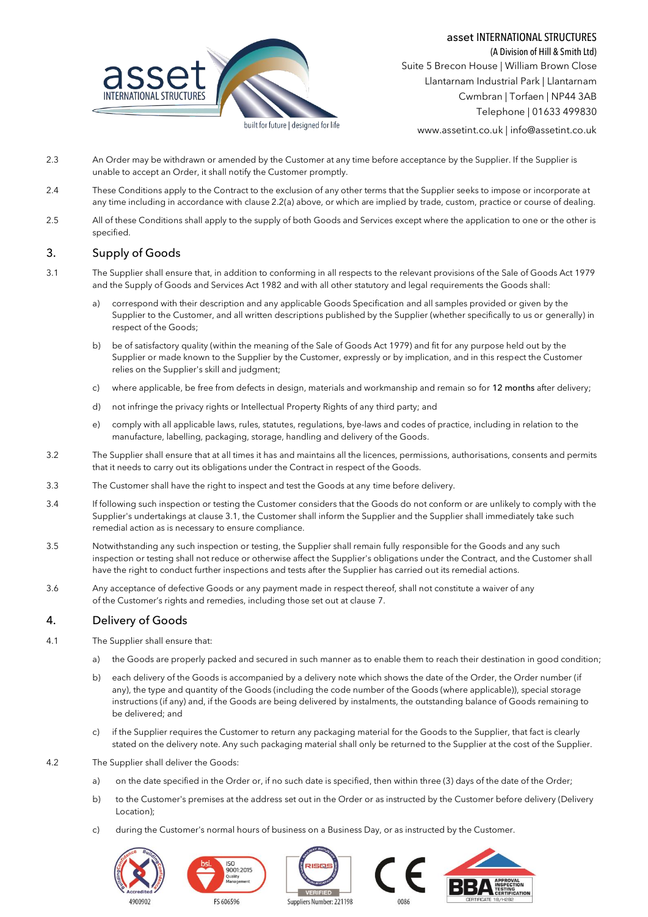2.3 An Order may be withdrawn or amended by the Customer at any time before acceptance by the Supplier. If the Supplier is unable to accept an Order, it shall notify the Customer promptly.

2.4 These Conditions apply to the Contract to the exclusion of any other terms that the Supplier seeks to impose or incorporate at any time including in accordance with clause 2.2(a) above, or which are implied by trade, custom, practice or course of dealing.

2.5 All of these Conditions shall apply to the supply of both Goods and Services except where the application to one or the other is specified.

## 3. Supply of Goods

3.1 The Supplier shall ensure that, in addition to conforming in all respects to the relevant provisions of the Sale of Goods Act 1979 and the Supply of Goods and Services Act 1982 and with all other statutory and legal requirements the Goods shall:

a) correspond with their description and any applicable Goods Specification and all samples provided or given by the Supplier to the Customer, and all written descriptions published by the Supplier (whether specifically to us or generally) in respect of the Goods;

b) be of satisfactory quality (within the meaning of the Sale of Goods Act 1979) and fit for any purpose held out by the Supplier or made known to the Supplier by the Customer, expressly or by implication, and in this respect the Customer relies on the Supplier's skill and judgment;

c) where applicable, be free from defects in design, materials and workmanship and remain so for 12 months after delivery;

d) not infringe the privacy rights or Intellectual Property Rights of any third party; and

e) comply with all applicable laws, rules, statutes, regulations, bye-laws and codes of practice, including in relation to the manufacture, labelling, packaging, storage, handling and delivery of the Goods.

3.2 The Supplier shall ensure that at all times it has and maintains all the licences, permissions, authorisations, consents and permits that it needs to carry out its obligations under the Contract in respect of the Goods.

3.3 The Customer shall have the right to inspect and test the Goods at any time before delivery.

3.4 If following such inspection or testing the Customer considers that the Goods do not conform or are unlikely to comply with the Supplier's undertakings at clause 3.1, the Customer shall inform the Supplier and the Supplier shall immediately take such remedial action as is necessary to ensure compliance.

3.5 Notwithstanding any such inspection or testing, the Supplier shall remain fully responsible for the Goods and any such inspection or testing shall not reduce or otherwise affect the Supplier's obligations under the Contract, and the Customer shall have the right to conduct further inspections and tests after the Supplier has carried out its remedial actions.

3.6 Any acceptance of defective Goods or any payment made in respect thereof, shall not constitute a waiver of any of the Customer's rights and remedies, including those set out at clause 7.

## 4. Delivery of Goods

4.1 The Supplier shall ensure that:

a) the Goods are properly packed and secured in such manner as to enable them to reach their destination in good condition;

b) each delivery of the Goods is accompanied by a delivery note which shows the date of the Order, the Order number (if any), the type and quantity of the Goods (including the code number of the Goods (where applicable)), special storage instructions (if any) and, if the Goods are being delivered by instalments, the outstanding balance of Goods remaining to be delivered; and

c) if the Supplier requires the Customer to return any packaging material for the Goods to the Supplier, that fact is clearly stated on the delivery note. Any such packaging material shall only be returned to the Supplier at the cost of the Supplier.

4.2 The Supplier shall deliver the Goods:

a) on the date specified in the Order or, if no such date is specified, then within three (3) days of the date of the Order;

b) to the Customer's premises at the address set out in the Order or as instructed by the Customer before delivery (Delivery Location);

c) during the Customer's normal hours of business on a Business Day, or as instructed by the Customer.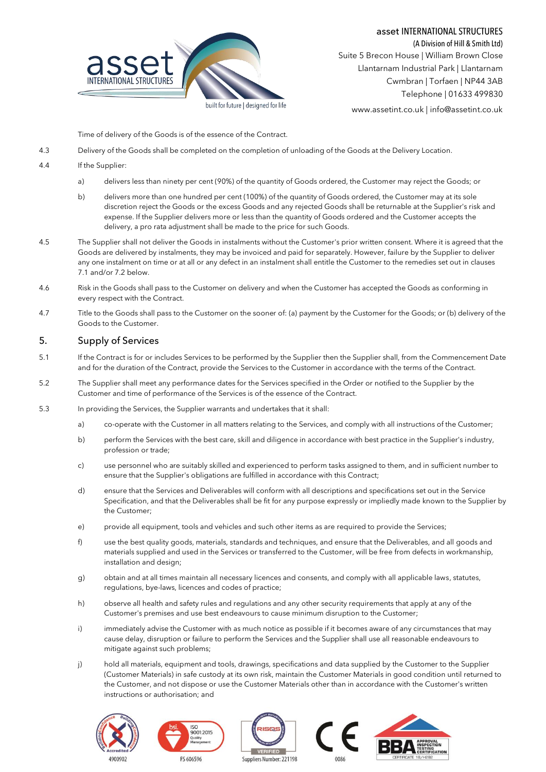Time of delivery of the Goods is of the essence of the Contract.

4.3 Delivery of the Goods shall be completed on the completion of unloading of the Goods at the Delivery Location.

4.4 If the Supplier:

a) delivers less than ninety per cent (90%) of the quantity of Goods ordered, the Customer may reject the Goods; or

b) delivers more than one hundred per cent (100%) of the quantity of Goods ordered, the Customer may at its sole discretion reject the Goods or the excess Goods and any rejected Goods shall be returnable at the Supplier's risk and expense. If the Supplier delivers more or less than the quantity of Goods ordered and the Customer accepts the delivery, a pro rata adjustment shall be made to the price for such Goods.

4.5 The Supplier shall not deliver the Goods in instalments without the Customer's prior written consent. Where it is agreed that the Goods are delivered by instalments, they may be invoiced and paid for separately. However, failure by the Supplier to deliver any one instalment on time or at all or any defect in an instalment shall entitle the Customer to the remedies set out in clauses 7.1 and/or 7.2 below.

4.6 Risk in the Goods shall pass to the Customer on delivery and when the Customer has accepted the Goods as conforming in every respect with the Contract.

4.7 Title to the Goods shall pass to the Customer on the sooner of: (a) payment by the Customer for the Goods; or (b) delivery of the Goods to the Customer.

## 5. Supply of Services

5.1 If the Contract is for or includes Services to be performed by the Supplier then the Supplier shall, from the Commencement Date and for the duration of the Contract, provide the Services to the Customer in accordance with the terms of the Contract.

5.2 The Supplier shall meet any performance dates for the Services specified in the Order or notified to the Supplier by the Customer and time of performance of the Services is of the essence of the Contract.

5.3 In providing the Services, the Supplier warrants and undertakes that it shall:

a) co-operate with the Customer in all matters relating to the Services, and comply with all instructions of the Customer;

b) perform the Services with the best care, skill and diligence in accordance with best practice in the Supplier's industry, profession or trade;

c) use personnel who are suitably skilled and experienced to perform tasks assigned to them, and in sufficient number to ensure that the Supplier's obligations are fulfilled in accordance with this Contract;

d) ensure that the Services and Deliverables will conform with all descriptions and specifications set out in the Service Specification, and that the Deliverables shall be fit for any purpose expressly or impliedly made known to the Supplier by the Customer;

e) provide all equipment, tools and vehicles and such other items as are required to provide the Services;

f) use the best quality goods, materials, standards and techniques, and ensure that the Deliverables, and all goods and materials supplied and used in the Services or transferred to the Customer, will be free from defects in workmanship, installation and design;

g) obtain and at all times maintain all necessary licences and consents, and comply with all applicable laws, statutes, regulations, bye-laws, licences and codes of practice;

h) observe all health and safety rules and regulations and any other security requirements that apply at any of the Customer's premises and use best endeavours to cause minimum disruption to the Customer;

i) immediately advise the Customer with as much notice as possible if it becomes aware of any circumstances that may cause delay, disruption or failure to perform the Services and the Supplier shall use all reasonable endeavours to mitigate against such problems;

j) hold all materials, equipment and tools, drawings, specifications and data supplied by the Customer to the Supplier (Customer Materials) in safe custody at its own risk, maintain the Customer Materials in good condition until returned to the Customer, and not dispose or use the Customer Materials other than in accordance with the Customer's written instructions or authorisation; and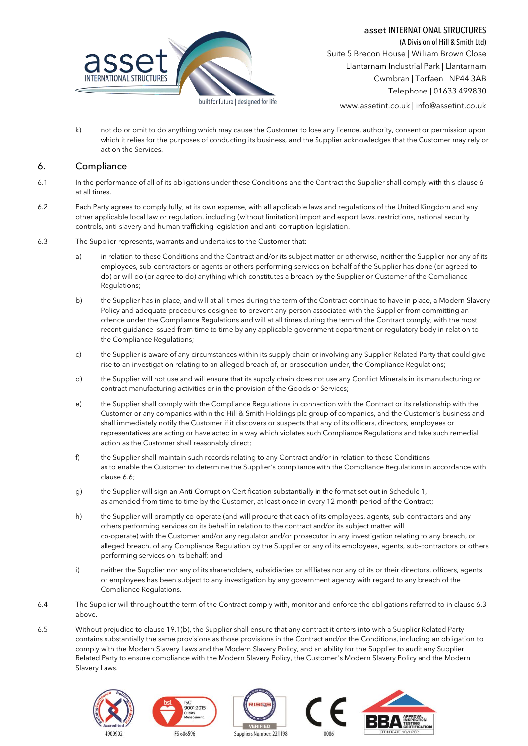k) not do or omit to do anything which may cause the Customer to lose any licence, authority, consent or permission upon which it relies for the purposes of conducting its business, and the Supplier acknowledges that the Customer may rely or act on the Services.

## 6. Compliance

6.1 In the performance of all of its obligations under these Conditions and the Contract the Supplier shall comply with this clause 6 at all times.

6.2 Each Party agrees to comply fully, at its own expense, with all applicable laws and regulations of the United Kingdom and any other applicable local law or regulation, including (without limitation) import and export laws, restrictions, national security controls, anti-slavery and human trafficking legislation and anti-corruption legislation.

6.3 The Supplier represents, warrants and undertakes to the Customer that:

a) in relation to these Conditions and the Contract and/or its subject matter or otherwise, neither the Supplier nor any of its employees, sub-contractors or agents or others performing services on behalf of the Supplier has done (or agreed to do) or will do (or agree to do) anything which constitutes a breach by the Supplier or Customer of the Compliance Regulations;

b) the Supplier has in place, and will at all times during the term of the Contract continue to have in place, a Modern Slavery Policy and adequate procedures designed to prevent any person associated with the Supplier from committing an offence under the Compliance Regulations and will at all times during the term of the Contract comply, with the most recent guidance issued from time to time by any applicable government department or regulatory body in relation to the Compliance Regulations;

c) the Supplier is aware of any circumstances within its supply chain or involving any Supplier Related Party that could give rise to an investigation relating to an alleged breach of, or prosecution under, the Compliance Regulations;

d) the Supplier will not use and will ensure that its supply chain does not use any Conflict Minerals in its manufacturing or contract manufacturing activities or in the provision of the Goods or Services;

e) the Supplier shall comply with the Compliance Regulations in connection with the Contract or its relationship with the Customer or any companies within the Hill & Smith Holdings plc group of companies, and the Customer's business and shall immediately notify the Customer if it discovers or suspects that any of its officers, directors, employees or representatives are acting or have acted in a way which violates such Compliance Regulations and take such remedial action as the Customer shall reasonably direct;

f) the Supplier shall maintain such records relating to any Contract and/or in relation to these Conditions as to enable the Customer to determine the Supplier's compliance with the Compliance Regulations in accordance with clause 6.6;

g) the Supplier will sign an Anti-Corruption Certification substantially in the format set out in Schedule 1, as amended from time to time by the Customer, at least once in every 12 month period of the Contract;

h) the Supplier will promptly co-operate (and will procure that each of its employees, agents, sub-contractors and any others performing services on its behalf in relation to the contract and/or its subject matter will co-operate) with the Customer and/or any regulator and/or prosecutor in any investigation relating to any breach, or alleged breach, of any Compliance Regulation by the Supplier or any of its employees, agents, sub-contractors or others performing services on its behalf; and

i) neither the Supplier nor any of its shareholders, subsidiaries or affiliates nor any of its or their directors, officers, agents or employees has been subject to any investigation by any government agency with regard to any breach of the Compliance Regulations.

6.4 The Supplier will throughout the term of the Contract comply with, monitor and enforce the obligations referred to in clause 6.3 above.

6.5 Without prejudice to clause 19.1(b), the Supplier shall ensure that any contract it enters into with a Supplier Related Party contains substantially the same provisions as those provisions in the Contract and/or the Conditions, including an obligation to comply with the Modern Slavery Laws and the Modern Slavery Policy, and an ability for the Supplier to audit any Supplier Related Party to ensure compliance with the Modern Slavery Policy, the Customer's Modern Slavery Policy and the Modern Slavery Laws.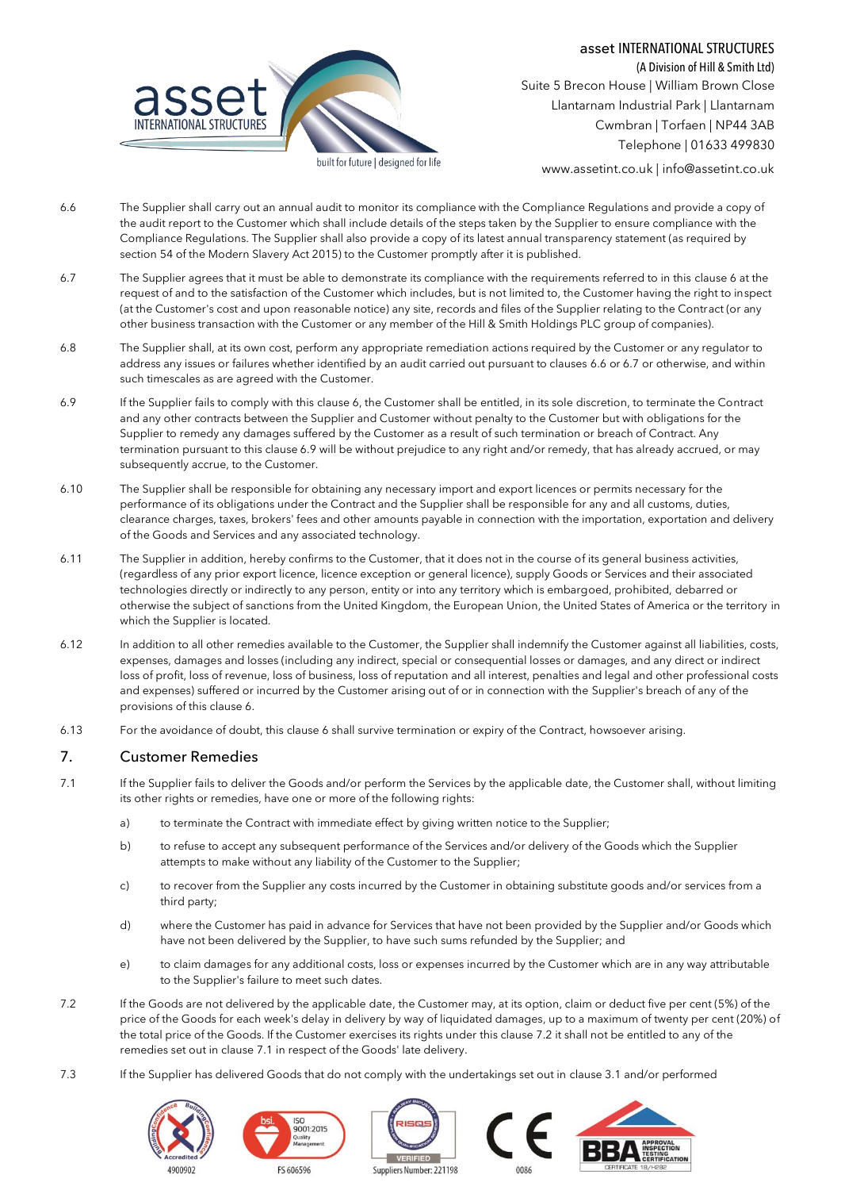6.6 The Supplier shall carry out an annual audit to monitor its compliance with the Compliance Regulations and provide a copy of the audit report to the Customer which shall include details of the steps taken by the Supplier to ensure compliance with the Compliance Regulations. The Supplier shall also provide a copy of its latest annual transparency statement (as required by section 54 of the Modern Slavery Act 2015) to the Customer promptly after it is published.

6.7 The Supplier agrees that it must be able to demonstrate its compliance with the requirements referred to in this clause 6 at the request of and to the satisfaction of the Customer which includes, but is not limited to, the Customer having the right to inspect (at the Customer's cost and upon reasonable notice) any site, records and files of the Supplier relating to the Contract (or any other business transaction with the Customer or any member of the Hill & Smith Holdings PLC group of companies).

6.8 The Supplier shall, at its own cost, perform any appropriate remediation actions required by the Customer or any regulator to address any issues or failures whether identified by an audit carried out pursuant to clauses 6.6 or 6.7 or otherwise, and within such timescales as are agreed with the Customer.

6.9 If the Supplier fails to comply with this clause 6, the Customer shall be entitled, in its sole discretion, to terminate the Contract and any other contracts between the Supplier and Customer without penalty to the Customer but with obligations for the Supplier to remedy any damages suffered by the Customer as a result of such termination or breach of Contract. Any termination pursuant to this clause 6.9 will be without prejudice to any right and/or remedy, that has already accrued, or may subsequently accrue, to the Customer.

6.10 The Supplier shall be responsible for obtaining any necessary import and export licences or permits necessary for the performance of its obligations under the Contract and the Supplier shall be responsible for any and all customs, duties, clearance charges, taxes, brokers' fees and other amounts payable in connection with the importation, exportation and delivery of the Goods and Services and any associated technology.

6.11 The Supplier in addition, hereby confirms to the Customer, that it does not in the course of its general business activities, (regardless of any prior export licence, licence exception or general licence), supply Goods or Services and their associated technologies directly or indirectly to any person, entity or into any territory which is embargoed, prohibited, debarred or otherwise the subject of sanctions from the United Kingdom, the European Union, the United States of America or the territory in which the Supplier is located.

6.12 In addition to all other remedies available to the Customer, the Supplier shall indemnify the Customer against all liabilities, costs, expenses, damages and losses (including any indirect, special or consequential losses or damages, and any direct or indirect loss of profit, loss of revenue, loss of business, loss of reputation and all interest, penalties and legal and other professional costs and expenses) suffered or incurred by the Customer arising out of or in connection with the Supplier's breach of any of the provisions of this clause 6.

6.13 For the avoidance of doubt, this clause 6 shall survive termination or expiry of the Contract, howsoever arising.

## 7. Customer Remedies

7.1 If the Supplier fails to deliver the Goods and/or perform the Services by the applicable date, the Customer shall, without limiting its other rights or remedies, have one or more of the following rights:

a) to terminate the Contract with immediate effect by giving written notice to the Supplier;

b) to refuse to accept any subsequent performance of the Services and/or delivery of the Goods which the Supplier attempts to make without any liability of the Customer to the Supplier;

c) to recover from the Supplier any costs incurred by the Customer in obtaining substitute goods and/or services from a third party;

d) where the Customer has paid in advance for Services that have not been provided by the Supplier and/or Goods which have not been delivered by the Supplier, to have such sums refunded by the Supplier; and

e) to claim damages for any additional costs, loss or expenses incurred by the Customer which are in any way attributable to the Supplier's failure to meet such dates.

7.2 If the Goods are not delivered by the applicable date, the Customer may, at its option, claim or deduct five per cent (5%) of the price of the Goods for each week's delay in delivery by way of liquidated damages, up to a maximum of twenty per cent (20%) of the total price of the Goods. If the Customer exercises its rights under this clause 7.2 it shall not be entitled to any of the remedies set out in clause 7.1 in respect of the Goods' late delivery.

7.3 If the Supplier has delivered Goods that do not comply with the undertakings set out in clause 3.1 and/or performed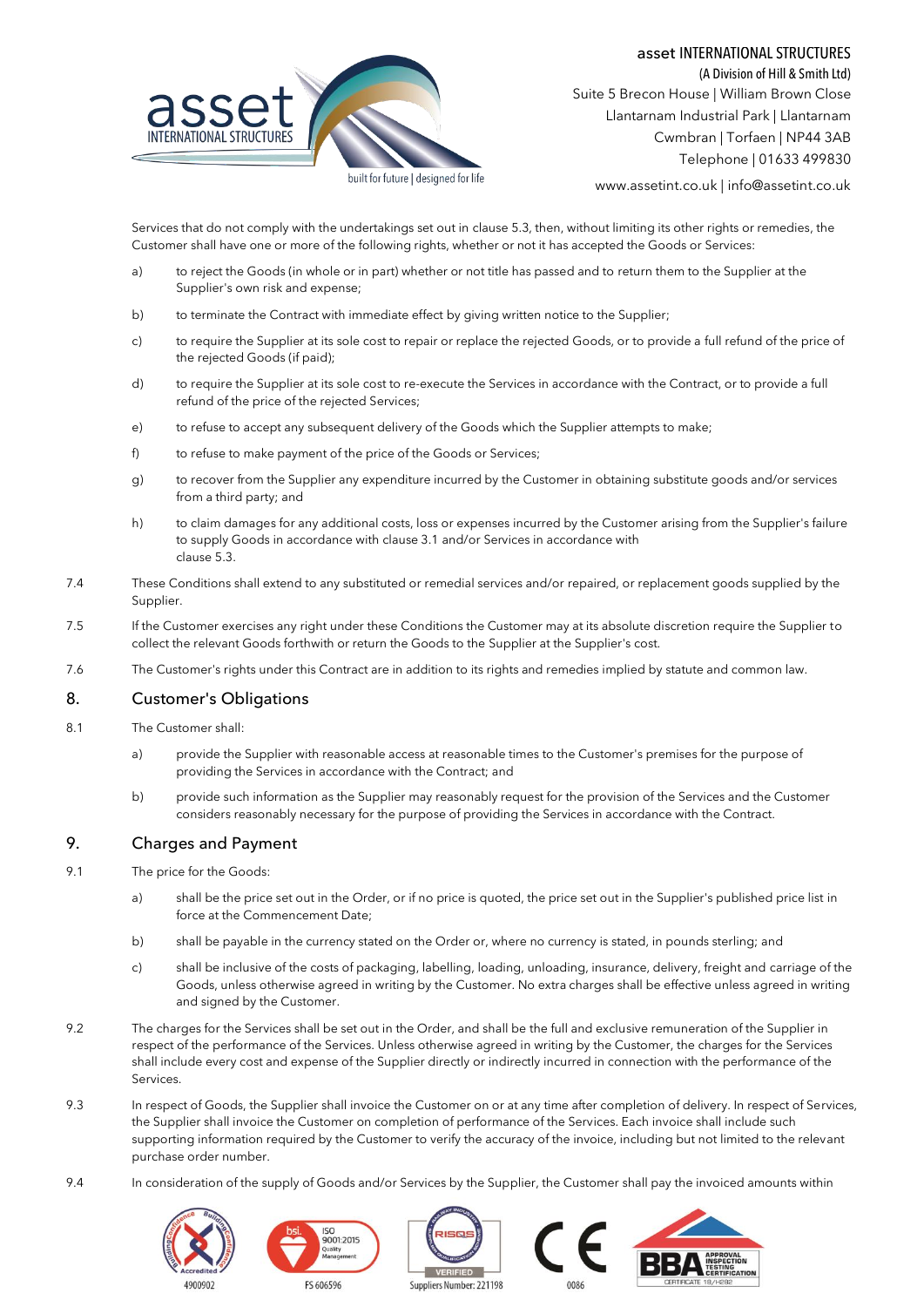Services that do not comply with the undertakings set out in clause 5.3, then, without limiting its other rights or remedies, the Customer shall have one or more of the following rights, whether or not it has accepted the Goods or Services:

a) to reject the Goods (in whole or in part) whether or not title has passed and to return them to the Supplier at the Supplier's own risk and expense;

b) to terminate the Contract with immediate effect by giving written notice to the Supplier;

c) to require the Supplier at its sole cost to repair or replace the rejected Goods, or to provide a full refund of the price of the rejected Goods (if paid);

d) to require the Supplier at its sole cost to re-execute the Services in accordance with the Contract, or to provide a full refund of the price of the rejected Services;

e) to refuse to accept any subsequent delivery of the Goods which the Supplier attempts to make;

f) to refuse to make payment of the price of the Goods or Services;

g) to recover from the Supplier any expenditure incurred by the Customer in obtaining substitute goods and/or services from a third party; and

h) to claim damages for any additional costs, loss or expenses incurred by the Customer arising from the Supplier's failure to supply Goods in accordance with clause 3.1 and/or Services in accordance with clause 5.3.

7.4 These Conditions shall extend to any substituted or remedial services and/or repaired, or replacement goods supplied by the Supplier.

7.5 If the Customer exercises any right under these Conditions the Customer may at its absolute discretion require the Supplier to collect the relevant Goods forthwith or return the Goods to the Supplier at the Supplier's cost.

7.6 The Customer's rights under this Contract are in addition to its rights and remedies implied by statute and common law.

## 8. Customer's Obligations

8.1 The Customer shall:

a) provide the Supplier with reasonable access at reasonable times to the Customer's premises for the purpose of providing the Services in accordance with the Contract; and

b) provide such information as the Supplier may reasonably request for the provision of the Services and the Customer considers reasonably necessary for the purpose of providing the Services in accordance with the Contract.

## 9. Charges and Payment

9.1 The price for the Goods:

a) shall be the price set out in the Order, or if no price is quoted, the price set out in the Supplier's published price list in force at the Commencement Date;

b) shall be payable in the currency stated on the Order or, where no currency is stated, in pounds sterling; and

c) shall be inclusive of the costs of packaging, labelling, loading, unloading, insurance, delivery, freight and carriage of the Goods, unless otherwise agreed in writing by the Customer. No extra charges shall be effective unless agreed in writing and signed by the Customer.

9.2 The charges for the Services shall be set out in the Order, and shall be the full and exclusive remuneration of the Supplier in respect of the performance of the Services. Unless otherwise agreed in writing by the Customer, the charges for the Services shall include every cost and expense of the Supplier directly or indirectly incurred in connection with the performance of the Services.

9.3 In respect of Goods, the Supplier shall invoice the Customer on or at any time after completion of delivery. In respect of Services, the Supplier shall invoice the Customer on completion of performance of the Services. Each invoice shall include such supporting information required by the Customer to verify the accuracy of the invoice, including but not limited to the relevant purchase order number.

9.4 In consideration of the supply of Goods and/or Services by the Supplier, the Customer shall pay the invoiced amounts within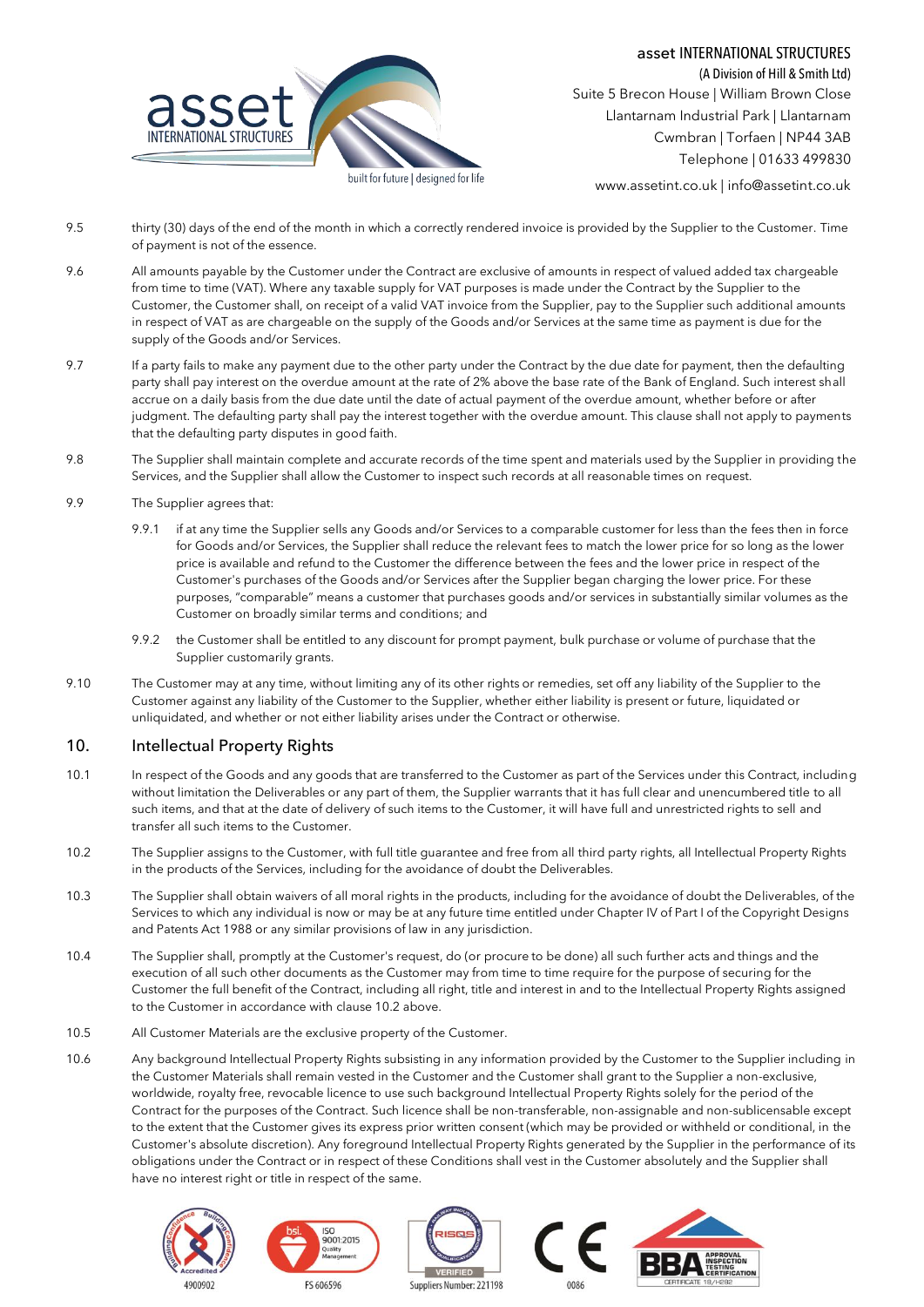9.5 thirty (30) days of the end of the month in which a correctly rendered invoice is provided by the Supplier to the Customer. Time of payment is not of the essence.

9.6 All amounts payable by the Customer under the Contract are exclusive of amounts in respect of valued added tax chargeable from time to time (VAT). Where any taxable supply for VAT purposes is made under the Contract by the Supplier to the Customer, the Customer shall, on receipt of a valid VAT invoice from the Supplier, pay to the Supplier such additional amounts in respect of VAT as are chargeable on the supply of the Goods and/or Services at the same time as payment is due for the supply of the Goods and/or Services.

9.7 If a party fails to make any payment due to the other party under the Contract by the due date for payment, then the defaulting party shall pay interest on the overdue amount at the rate of 2% above the base rate of the Bank of England. Such interest shall accrue on a daily basis from the due date until the date of actual payment of the overdue amount, whether before or after judgment. The defaulting party shall pay the interest together with the overdue amount. This clause shall not apply to payments that the defaulting party disputes in good faith.

9.8 The Supplier shall maintain complete and accurate records of the time spent and materials used by the Supplier in providing the Services, and the Supplier shall allow the Customer to inspect such records at all reasonable times on request.

9.9 The Supplier agrees that:

9.9.1 if at any time the Supplier sells any Goods and/or Services to a comparable customer for less than the fees then in force for Goods and/or Services, the Supplier shall reduce the relevant fees to match the lower price for so long as the lower price is available and refund to the Customer the difference between the fees and the lower price in respect of the Customer's purchases of the Goods and/or Services after the Supplier began charging the lower price. For these purposes, "comparable" means a customer that purchases goods and/or services in substantially similar volumes as the Customer on broadly similar terms and conditions; and

9.9.2 the Customer shall be entitled to any discount for prompt payment, bulk purchase or volume of purchase that the Supplier customarily grants.

9.10 The Customer may at any time, without limiting any of its other rights or remedies, set off any liability of the Supplier to the Customer against any liability of the Customer to the Supplier, whether either liability is present or future, liquidated or unliquidated, and whether or not either liability arises under the Contract or otherwise.

## 10. Intellectual Property Rights

10.1 In respect of the Goods and any goods that are transferred to the Customer as part of the Services under this Contract, including without limitation the Deliverables or any part of them, the Supplier warrants that it has full clear and unencumbered title to all such items, and that at the date of delivery of such items to the Customer, it will have full and unrestricted rights to sell and transfer all such items to the Customer.

10.2 The Supplier assigns to the Customer, with full title guarantee and free from all third party rights, all Intellectual Property Rights in the products of the Services, including for the avoidance of doubt the Deliverables.

10.3 The Supplier shall obtain waivers of all moral rights in the products, including for the avoidance of doubt the Deliverables, of the Services to which any individual is now or may be at any future time entitled under Chapter IV of Part I of the Copyright Designs and Patents Act 1988 or any similar provisions of law in any jurisdiction.

10.4 The Supplier shall, promptly at the Customer's request, do (or procure to be done) all such further acts and things and the execution of all such other documents as the Customer may from time to time require for the purpose of securing for the Customer the full benefit of the Contract, including all right, title and interest in and to the Intellectual Property Rights assigned to the Customer in accordance with clause 10.2 above.

10.5 All Customer Materials are the exclusive property of the Customer.

10.6 Any background Intellectual Property Rights subsisting in any information provided by the Customer to the Supplier including in the Customer Materials shall remain vested in the Customer and the Customer shall grant to the Supplier a non-exclusive, worldwide, royalty free, revocable licence to use such background Intellectual Property Rights solely for the period of the Contract for the purposes of the Contract. Such licence shall be non-transferable, non-assignable and non-sublicensable except to the extent that the Customer gives its express prior written consent (which may be provided or withheld or conditional, in the Customer's absolute discretion). Any foreground Intellectual Property Rights generated by the Supplier in the performance of its obligations under the Contract or in respect of these Conditions shall vest in the Customer absolutely and the Supplier shall have no interest right or title in respect of the same.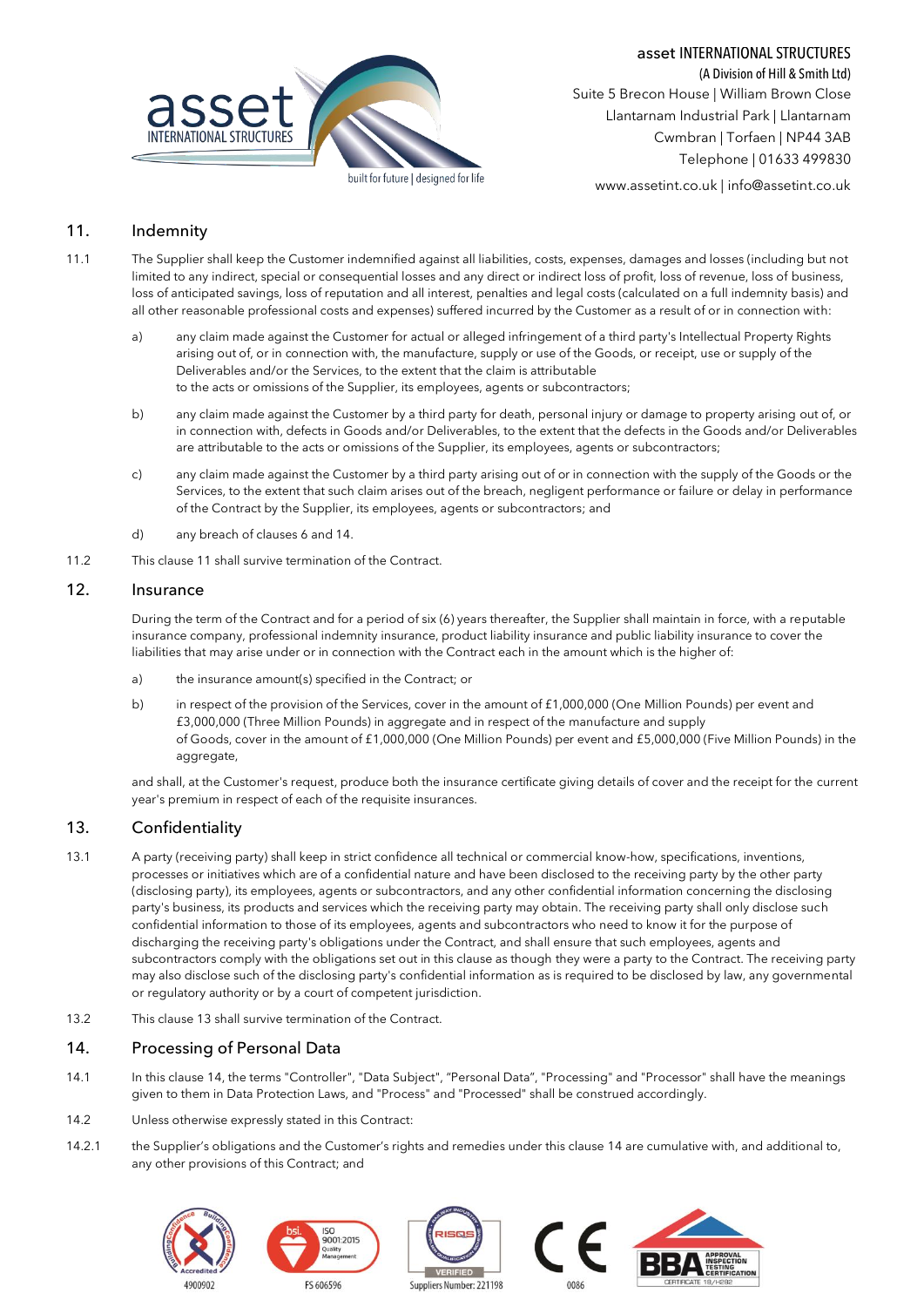## 11. Indemnity

11.1 The Supplier shall keep the Customer indemnified against all liabilities, costs, expenses, damages and losses (including but not limited to any indirect, special or consequential losses and any direct or indirect loss of profit, loss of revenue, loss of business, loss of anticipated savings, loss of reputation and all interest, penalties and legal costs (calculated on a full indemnity basis) and all other reasonable professional costs and expenses) suffered incurred by the Customer as a result of or in connection with:

a) any claim made against the Customer for actual or alleged infringement of a third party's Intellectual Property Rights arising out of, or in connection with, the manufacture, supply or use of the Goods, or receipt, use or supply of the Deliverables and/or the Services, to the extent that the claim is attributable to the acts or omissions of the Supplier, its employees, agents or subcontractors;

b) any claim made against the Customer by a third party for death, personal injury or damage to property arising out of, or in connection with, defects in Goods and/or Deliverables, to the extent that the defects in the Goods and/or Deliverables are attributable to the acts or omissions of the Supplier, its employees, agents or subcontractors;

c) any claim made against the Customer by a third party arising out of or in connection with the supply of the Goods or the Services, to the extent that such claim arises out of the breach, negligent performance or failure or delay in performance of the Contract by the Supplier, its employees, agents or subcontractors; and

d) any breach of clauses 6 and 14.

11.2 This clause 11 shall survive termination of the Contract.

## 12. Insurance

During the term of the Contract and for a period of six (6) years thereafter, the Supplier shall maintain in force, with a reputable insurance company, professional indemnity insurance, product liability insurance and public liability insurance to cover the liabilities that may arise under or in connection with the Contract each in the amount which is the higher of:

a) the insurance amount(s) specified in the Contract; or

b) in respect of the provision of the Services, cover in the amount of £1,000,000 (One Million Pounds) per event and £3,000,000 (Three Million Pounds) in aggregate and in respect of the manufacture and supply of Goods, cover in the amount of £1,000,000 (One Million Pounds) per event and £5,000,000 (Five Million Pounds) in the aggregate,

and shall, at the Customer's request, produce both the insurance certificate giving details of cover and the receipt for the current year's premium in respect of each of the requisite insurances.

## 13. Confidentiality

13.1 A party (receiving party) shall keep in strict confidence all technical or commercial know-how, specifications, inventions, processes or initiatives which are of a confidential nature and have been disclosed to the receiving party by the other party (disclosing party), its employees, agents or subcontractors, and any other confidential information concerning the disclosing party's business, its products and services which the receiving party may obtain. The receiving party shall only disclose such confidential information to those of its employees, agents and subcontractors who need to know it for the purpose of discharging the receiving party's obligations under the Contract, and shall ensure that such employees, agents and subcontractors comply with the obligations set out in this clause as though they were a party to the Contract. The receiving party may also disclose such of the disclosing party's confidential information as is required to be disclosed by law, any governmental or regulatory authority or by a court of competent jurisdiction.

13.2 This clause 13 shall survive termination of the Contract.

## 14. Processing of Personal Data

14.1 In this clause 14, the terms "Controller", "Data Subject", "Personal Data", "Processing" and "Processor" shall have the meanings given to them in Data Protection Laws, and "Process" and "Processed" shall be construed accordingly.

14.2 Unless otherwise expressly stated in this Contract:

14.2.1 the Supplier's obligations and the Customer's rights and remedies under this clause 14 are cumulative with, and additional to, any other provisions of this Contract; and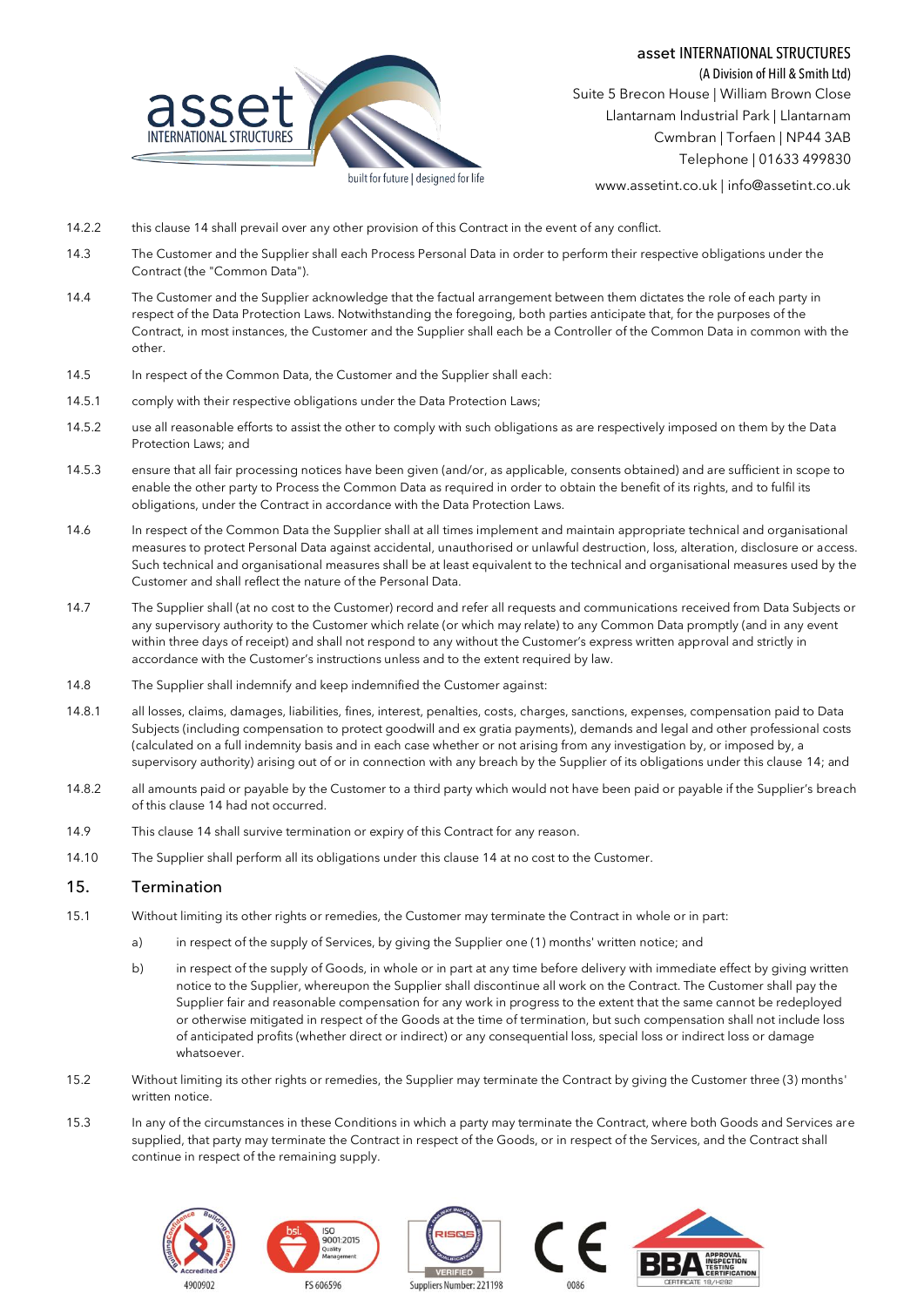14.2.2 this clause 14 shall prevail over any other provision of this Contract in the event of any conflict.

14.3 The Customer and the Supplier shall each Process Personal Data in order to perform their respective obligations under the Contract (the "Common Data").

14.4 The Customer and the Supplier acknowledge that the factual arrangement between them dictates the role of each party in respect of the Data Protection Laws. Notwithstanding the foregoing, both parties anticipate that, for the purposes of the Contract, in most instances, the Customer and the Supplier shall each be a Controller of the Common Data in common with the other.

14.5 In respect of the Common Data, the Customer and the Supplier shall each:

14.5.1 comply with their respective obligations under the Data Protection Laws;

14.5.2 use all reasonable efforts to assist the other to comply with such obligations as are respectively imposed on them by the Data Protection Laws; and

14.5.3 ensure that all fair processing notices have been given (and/or, as applicable, consents obtained) and are sufficient in scope to enable the other party to Process the Common Data as required in order to obtain the benefit of its rights, and to fulfil its obligations, under the Contract in accordance with the Data Protection Laws.

14.6 In respect of the Common Data the Supplier shall at all times implement and maintain appropriate technical and organisational measures to protect Personal Data against accidental, unauthorised or unlawful destruction, loss, alteration, disclosure or access. Such technical and organisational measures shall be at least equivalent to the technical and organisational measures used by the Customer and shall reflect the nature of the Personal Data.

14.7 The Supplier shall (at no cost to the Customer) record and refer all requests and communications received from Data Subjects or any supervisory authority to the Customer which relate (or which may relate) to any Common Data promptly (and in any event within three days of receipt) and shall not respond to any without the Customer's express written approval and strictly in accordance with the Customer's instructions unless and to the extent required by law.

14.8 The Supplier shall indemnify and keep indemnified the Customer against:

14.8.1 all losses, claims, damages, liabilities, fines, interest, penalties, costs, charges, sanctions, expenses, compensation paid to Data Subjects (including compensation to protect goodwill and ex gratia payments), demands and legal and other professional costs (calculated on a full indemnity basis and in each case whether or not arising from any investigation by, or imposed by, a supervisory authority) arising out of or in connection with any breach by the Supplier of its obligations under this clause 14; and

14.8.2 all amounts paid or payable by the Customer to a third party which would not have been paid or payable if the Supplier's breach of this clause 14 had not occurred.

14.9 This clause 14 shall survive termination or expiry of this Contract for any reason.

14.10 The Supplier shall perform all its obligations under this clause 14 at no cost to the Customer.

## 15. Termination

15.1 Without limiting its other rights or remedies, the Customer may terminate the Contract in whole or in part:

a) in respect of the supply of Services, by giving the Supplier one (1) months' written notice; and

b) in respect of the supply of Goods, in whole or in part at any time before delivery with immediate effect by giving written notice to the Supplier, whereupon the Supplier shall discontinue all work on the Contract. The Customer shall pay the Supplier fair and reasonable compensation for any work in progress to the extent that the same cannot be redeployed or otherwise mitigated in respect of the Goods at the time of termination, but such compensation shall not include loss of anticipated profits (whether direct or indirect) or any consequential loss, special loss or indirect loss or damage whatsoever.

15.2 Without limiting its other rights or remedies, the Supplier may terminate the Contract by giving the Customer three (3) months' written notice.

15.3 In any of the circumstances in these Conditions in which a party may terminate the Contract, where both Goods and Services are supplied, that party may terminate the Contract in respect of the Goods, or in respect of the Services, and the Contract shall continue in respect of the remaining supply.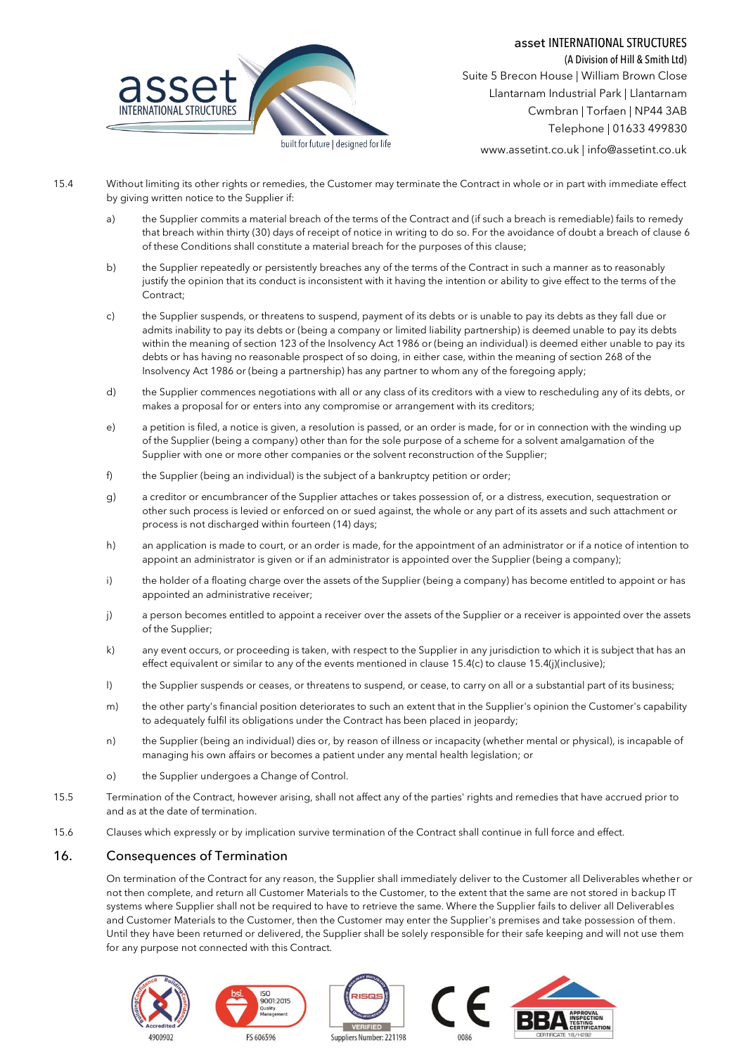15.4 Without limiting its other rights or remedies, the Customer may terminate the Contract in whole or in part with immediate effect by giving written notice to the Supplier if:

a) the Supplier commits a material breach of the terms of the Contract and (if such a breach is remediable) fails to remedy that breach within thirty (30) days of receipt of notice in writing to do so. For the avoidance of doubt a breach of clause 6 of these Conditions shall constitute a material breach for the purposes of this clause;

b) the Supplier repeatedly or persistently breaches any of the terms of the Contract in such a manner as to reasonably justify the opinion that its conduct is inconsistent with it having the intention or ability to give effect to the terms of the Contract;

c) the Supplier suspends, or threatens to suspend, payment of its debts or is unable to pay its debts as they fall due or admits inability to pay its debts or (being a company or limited liability partnership) is deemed unable to pay its debts within the meaning of section 123 of the Insolvency Act 1986 or (being an individual) is deemed either unable to pay its debts or has having no reasonable prospect of so doing, in either case, within the meaning of section 268 of the Insolvency Act 1986 or (being a partnership) has any partner to whom any of the foregoing apply;

d) the Supplier commences negotiations with all or any class of its creditors with a view to rescheduling any of its debts, or makes a proposal for or enters into any compromise or arrangement with its creditors;

e) a petition is filed, a notice is given, a resolution is passed, or an order is made, for or in connection with the winding up of the Supplier (being a company) other than for the sole purpose of a scheme for a solvent amalgamation of the Supplier with one or more other companies or the solvent reconstruction of the Supplier;

f) the Supplier (being an individual) is the subject of a bankruptcy petition or order;

g) a creditor or encumbrancer of the Supplier attaches or takes possession of, or a distress, execution, sequestration or other such process is levied or enforced on or sued against, the whole or any part of its assets and such attachment or process is not discharged within fourteen (14) days;

h) an application is made to court, or an order is made, for the appointment of an administrator or if a notice of intention to appoint an administrator is given or if an administrator is appointed over the Supplier (being a company);

i) the holder of a floating charge over the assets of the Supplier (being a company) has become entitled to appoint or has appointed an administrative receiver;

j) a person becomes entitled to appoint a receiver over the assets of the Supplier or a receiver is appointed over the assets of the Supplier;

k) any event occurs, or proceeding is taken, with respect to the Supplier in any jurisdiction to which it is subject that has an effect equivalent or similar to any of the events mentioned in clause 15.4(c) to clause 15.4(j)(inclusive);

l) the Supplier suspends or ceases, or threatens to suspend, or cease, to carry on all or a substantial part of its business;

m) the other party's financial position deteriorates to such an extent that in the Supplier's opinion the Customer's capability to adequately fulfil its obligations under the Contract has been placed in jeopardy;

n) the Supplier (being an individual) dies or, by reason of illness or incapacity (whether mental or physical), is incapable of managing his own affairs or becomes a patient under any mental health legislation; or

o) the Supplier undergoes a Change of Control.

15.5 Termination of the Contract, however arising, shall not affect any of the parties' rights and remedies that have accrued prior to and as at the date of termination.

15.6 Clauses which expressly or by implication survive termination of the Contract shall continue in full force and effect.

## 16. Consequences of Termination

On termination of the Contract for any reason, the Supplier shall immediately deliver to the Customer all Deliverables whether or not then complete, and return all Customer Materials to the Customer, to the extent that the same are not stored in backup IT systems where Supplier shall not be required to have to retrieve the same. Where the Supplier fails to deliver all Deliverables and Customer Materials to the Customer, then the Customer may enter the Supplier's premises and take possession of them. Until they have been returned or delivered, the Supplier shall be solely responsible for their safe keeping and will not use them for any purpose not connected with this Contract.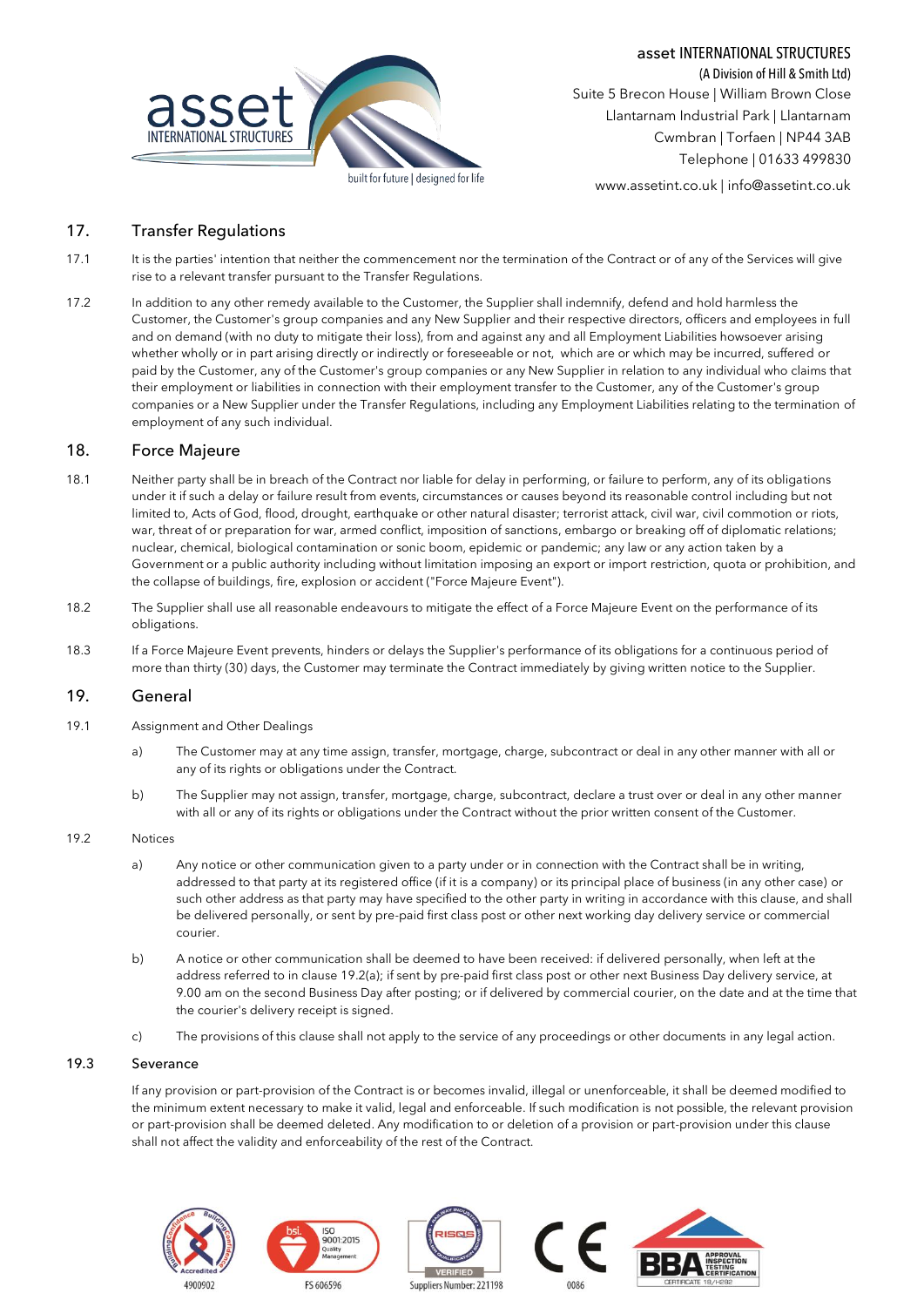## 17. Transfer Regulations

17.1 It is the parties' intention that neither the commencement nor the termination of the Contract or of any of the Services will give rise to a relevant transfer pursuant to the Transfer Regulations.

17.2 In addition to any other remedy available to the Customer, the Supplier shall indemnify, defend and hold harmless the Customer, the Customer's group companies and any New Supplier and their respective directors, officers and employees in full and on demand (with no duty to mitigate their loss), from and against any and all Employment Liabilities howsoever arising whether wholly or in part arising directly or indirectly or foreseeable or not, which are or which may be incurred, suffered or paid by the Customer, any of the Customer's group companies or any New Supplier in relation to any individual who claims that their employment or liabilities in connection with their employment transfer to the Customer, any of the Customer's group companies or a New Supplier under the Transfer Regulations, including any Employment Liabilities relating to the termination of employment of any such individual.

## 18. Force Majeure

18.1 Neither party shall be in breach of the Contract nor liable for delay in performing, or failure to perform, any of its obligations under it if such a delay or failure result from events, circumstances or causes beyond its reasonable control including but not limited to, Acts of God, flood, drought, earthquake or other natural disaster; terrorist attack, civil war, civil commotion or riots, war, threat of or preparation for war, armed conflict, imposition of sanctions, embargo or breaking off of diplomatic relations; nuclear, chemical, biological contamination or sonic boom, epidemic or pandemic; any law or any action taken by a Government or a public authority including without limitation imposing an export or import restriction, quota or prohibition, and the collapse of buildings, fire, explosion or accident ("Force Majeure Event").

18.2 The Supplier shall use all reasonable endeavours to mitigate the effect of a Force Majeure Event on the performance of its obligations.

18.3 If a Force Majeure Event prevents, hinders or delays the Supplier's performance of its obligations for a continuous period of more than thirty (30) days, the Customer may terminate the Contract immediately by giving written notice to the Supplier.

## 19. General

19.1 Assignment and Other Dealings

a) The Customer may at any time assign, transfer, mortgage, charge, subcontract or deal in any other manner with all or any of its rights or obligations under the Contract.

b) The Supplier may not assign, transfer, mortgage, charge, subcontract, declare a trust over or deal in any other manner with all or any of its rights or obligations under the Contract without the prior written consent of the Customer.

19.2 Notices

a) Any notice or other communication given to a party under or in connection with the Contract shall be in writing, addressed to that party at its registered office (if it is a company) or its principal place of business (in any other case) or such other address as that party may have specified to the other party in writing in accordance with this clause, and shall be delivered personally, or sent by pre-paid first class post or other next working day delivery service or commercial courier.

b) A notice or other communication shall be deemed to have been received: if delivered personally, when left at the address referred to in clause 19.2(a); if sent by pre-paid first class post or other next Business Day delivery service, at 9.00 am on the second Business Day after posting; or if delivered by commercial courier, on the date and at the time that the courier's delivery receipt is signed.

c) The provisions of this clause shall not apply to the service of any proceedings or other documents in any legal action.

19.3 Severance

If any provision or part-provision of the Contract is or becomes invalid, illegal or unenforceable, it shall be deemed modified to the minimum extent necessary to make it valid, legal and enforceable. If such modification is not possible, the relevant provision or part-provision shall be deemed deleted. Any modification to or deletion of a provision or part-provision under this clause shall not affect the validity and enforceability of the rest of the Contract.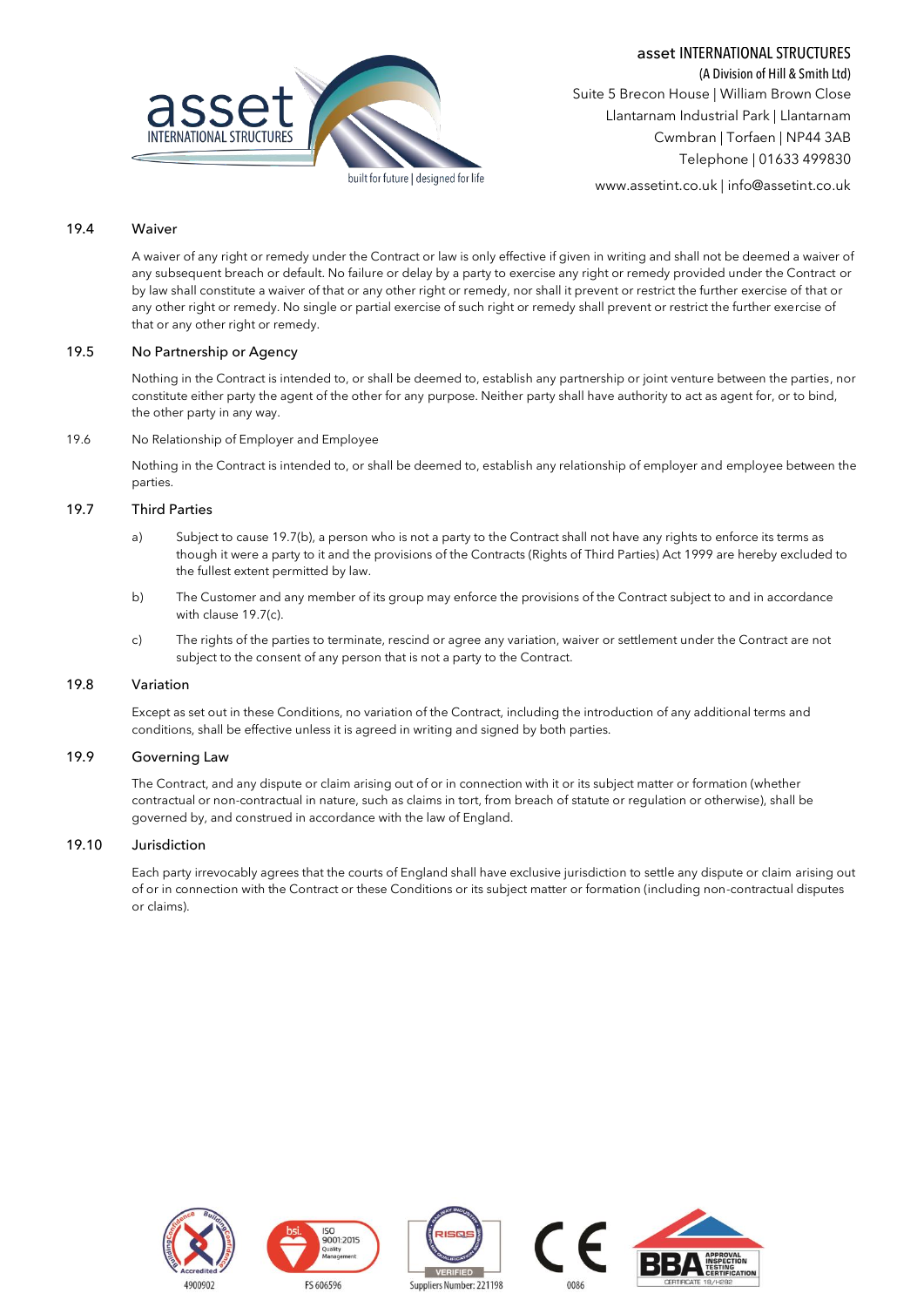### 19.4 Waiver

A waiver of any right or remedy under the Contract or law is only effective if given in writing and shall not be deemed a waiver of any subsequent breach or default. No failure or delay by a party to exercise any right or remedy provided under the Contract or by law shall constitute a waiver of that or any other right or remedy, nor shall it prevent or restrict the further exercise of that or any other right or remedy. No single or partial exercise of such right or remedy shall prevent or restrict the further exercise of that or any other right or remedy.

### 19.5 No Partnership or Agency

Nothing in the Contract is intended to, or shall be deemed to, establish any partnership or joint venture between the parties, nor constitute either party the agent of the other for any purpose. Neither party shall have authority to act as agent for, or to bind, the other party in any way.

### 19.6 No Relationship of Employer and Employee

Nothing in the Contract is intended to, or shall be deemed to, establish any relationship of employer and employee between the parties.

### 19.7 Third Parties

a) Subject to cause 19.7(b), a person who is not a party to the Contract shall not have any rights to enforce its terms as though it were a party to it and the provisions of the Contracts (Rights of Third Parties) Act 1999 are hereby excluded to the fullest extent permitted by law.

b) The Customer and any member of its group may enforce the provisions of the Contract subject to and in accordance with clause 19.7(c).

c) The rights of the parties to terminate, rescind or agree any variation, waiver or settlement under the Contract are not subject to the consent of any person that is not a party to the Contract.

### 19.8 Variation

Except as set out in these Conditions, no variation of the Contract, including the introduction of any additional terms and conditions, shall be effective unless it is agreed in writing and signed by both parties.

### 19.9 Governing Law

The Contract, and any dispute or claim arising out of or in connection with it or its subject matter or formation (whether contractual or non-contractual in nature, such as claims in tort, from breach of statute or regulation or otherwise), shall be governed by, and construed in accordance with the law of England.

### 19.10 Jurisdiction

Each party irrevocably agrees that the courts of England shall have exclusive jurisdiction to settle any dispute or claim arising out of or in connection with the Contract or these Conditions or its subject matter or formation (including non-contractual disputes or claims).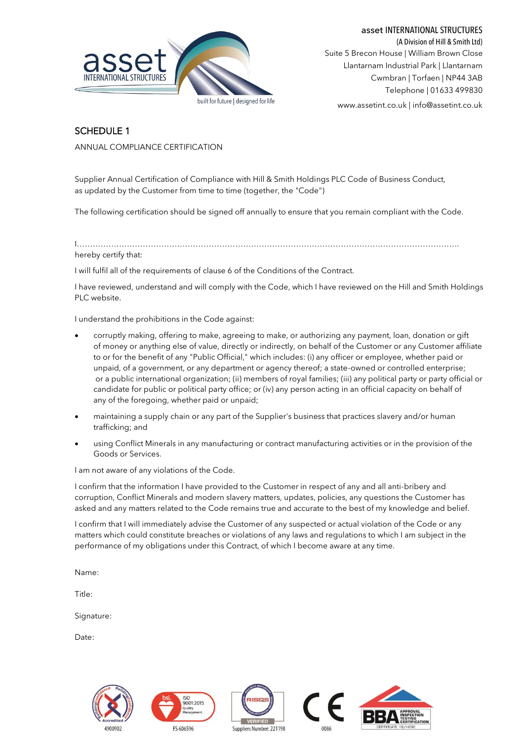asset INTERNATIONAL STRUCTURES
(A Division of Hill & Smith Ltd)
Suite 5 Brecon House | William Brown Close
Llantarnam Industrial Park | Llantarnam
Cwmbran | Torfaen | NP44 3AB
Telephone | 01633 499830
www.assetint.co.uk | info@assetint.co.uk

## SCHEDULE 1

ANNUAL COMPLIANCE CERTIFICATION

Supplier Annual Certification of Compliance with Hill & Smith Holdings PLC Code of Business Conduct, as updated by the Customer from time to time (together, the "Code")

The following certification should be signed off annually to ensure that you remain compliant with the Code.

I................................................................................................................................................ hereby certify that:

I will fulfil all of the requirements of clause 6 of the Conditions of the Contract.

I have reviewed, understand and will comply with the Code, which I have reviewed on the Hill and Smith Holdings PLC website.

I understand the prohibitions in the Code against:

- corruptly making, offering to make, agreeing to make, or authorizing any payment, loan, donation or gift of money or anything else of value, directly or indirectly, on behalf of the Customer or any Customer affiliate to or for the benefit of any "Public Official," which includes: (i) any officer or employee, whether paid or unpaid, of a government, or any department or agency thereof; a state-owned or controlled enterprise; or a public international organization; (ii) members of royal families; (iii) any political party or party official or candidate for public or political party office; or (iv) any person acting in an official capacity on behalf of any of the foregoing, whether paid or unpaid;
- maintaining a supply chain or any part of the Supplier's business that practices slavery and/or human trafficking; and
- using Conflict Minerals in any manufacturing or contract manufacturing activities or in the provision of the Goods or Services.

I am not aware of any violations of the Code.

I confirm that the information I have provided to the Customer in respect of any and all anti-bribery and corruption, Conflict Minerals and modern slavery matters, updates, policies, any questions the Customer has asked and any matters related to the Code remains true and accurate to the best of my knowledge and belief.

I confirm that I will immediately advise the Customer of any suspected or actual violation of the Code or any matters which could constitute breaches or violations of any laws and regulations to which I am subject in the performance of my obligations under this Contract, of which I become aware at any time.

Name:

Title:

Signature:

Date: